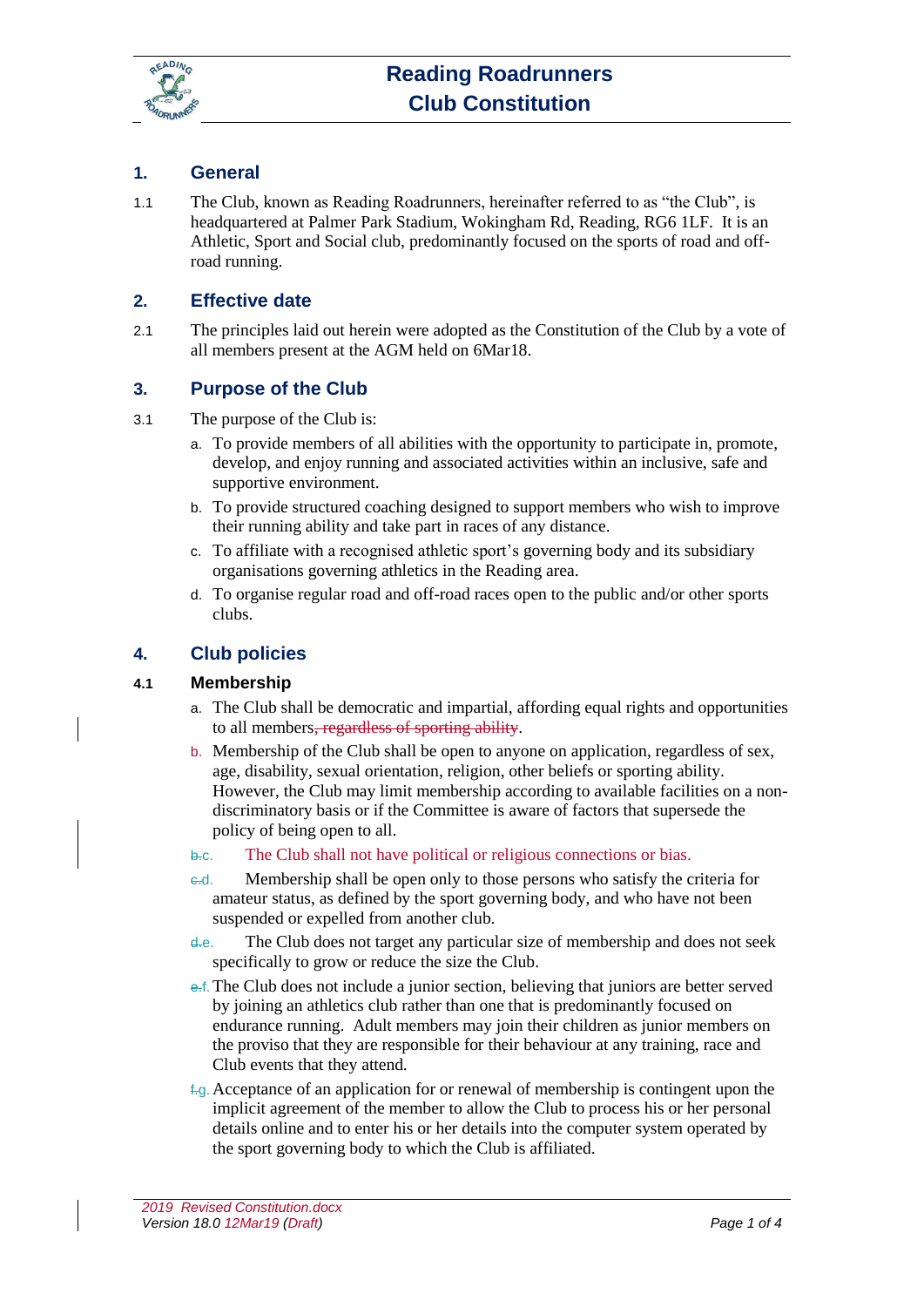# Reading Roadrunners Club Constitution

## 1. General

1.1 The Club, known as Reading Roadrunners, hereinafter referred to as "the Club", is headquartered at Palmer Park Stadium, Wokingham Rd, Reading, RG6 1LF. It is an Athletic, Sport and Social club, predominantly focused on the sports of road and off-road running.

## 2. Effective date

2.1 The principles laid out herein were adopted as the Constitution of the Club by a vote of all members present at the AGM held on 6Mar18.

## 3. Purpose of the Club

3.1 The purpose of the Club is:

a. To provide members of all abilities with the opportunity to participate in, promote, develop, and enjoy running and associated activities within an inclusive, safe and supportive environment.

b. To provide structured coaching designed to support members who wish to improve their running ability and take part in races of any distance.

c. To affiliate with a recognised athletic sport's governing body and its subsidiary organisations governing athletics in the Reading area.

d. To organise regular road and off-road races open to the public and/or other sports clubs.

## 4. Club policies

### 4.1 Membership

a. The Club shall be democratic and impartial, affording equal rights and opportunities to all members~~, regardless of sporting ability~~.

b. Membership of the Club shall be open to anyone on application, regardless of sex, age, disability, sexual orientation, religion, other beliefs or sporting ability. However, the Club may limit membership according to available facilities on a non-discriminatory basis or if the Committee is aware of factors that supersede the policy of being open to all.

~~b.~~c. The Club shall not have political or religious connections or bias.

~~c.~~d. Membership shall be open only to those persons who satisfy the criteria for amateur status, as defined by the sport governing body, and who have not been suspended or expelled from another club.

~~d.~~e. The Club does not target any particular size of membership and does not seek specifically to grow or reduce the size the Club.

~~e.~~f. The Club does not include a junior section, believing that juniors are better served by joining an athletics club rather than one that is predominantly focused on endurance running. Adult members may join their children as junior members on the proviso that they are responsible for their behaviour at any training, race and Club events that they attend.

~~f.~~g. Acceptance of an application for or renewal of membership is contingent upon the implicit agreement of the member to allow the Club to process his or her personal details online and to enter his or her details into the computer system operated by the sport governing body to which the Club is affiliated.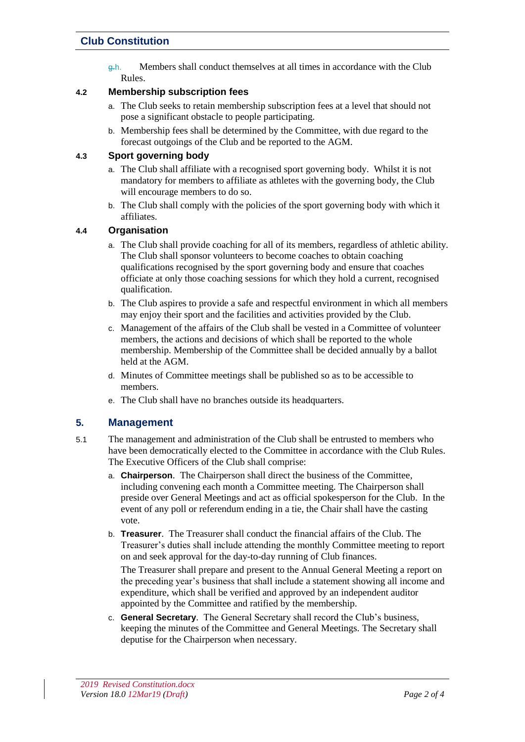h. Members shall conduct themselves at all times in accordance with the Club Rules.

### 4.2 Membership subscription fees

a. The Club seeks to retain membership subscription fees at a level that should not pose a significant obstacle to people participating.

b. Membership fees shall be determined by the Committee, with due regard to the forecast outgoings of the Club and be reported to the AGM.

### 4.3 Sport governing body

a. The Club shall affiliate with a recognised sport governing body. Whilst it is not mandatory for members to affiliate as athletes with the governing body, the Club will encourage members to do so.

b. The Club shall comply with the policies of the sport governing body with which it affiliates.

### 4.4 Organisation

a. The Club shall provide coaching for all of its members, regardless of athletic ability. The Club shall sponsor volunteers to become coaches to obtain coaching qualifications recognised by the sport governing body and ensure that coaches officiate at only those coaching sessions for which they hold a current, recognised qualification.

b. The Club aspires to provide a safe and respectful environment in which all members may enjoy their sport and the facilities and activities provided by the Club.

c. Management of the affairs of the Club shall be vested in a Committee of volunteer members, the actions and decisions of which shall be reported to the whole membership. Membership of the Committee shall be decided annually by a ballot held at the AGM.

d. Minutes of Committee meetings shall be published so as to be accessible to members.

e. The Club shall have no branches outside its headquarters.

## 5. Management

5.1 The management and administration of the Club shall be entrusted to members who have been democratically elected to the Committee in accordance with the Club Rules. The Executive Officers of the Club shall comprise:

a. **Chairperson**. The Chairperson shall direct the business of the Committee, including convening each month a Committee meeting. The Chairperson shall preside over General Meetings and act as official spokesperson for the Club. In the event of any poll or referendum ending in a tie, the Chair shall have the casting vote.

b. **Treasurer**. The Treasurer shall conduct the financial affairs of the Club. The Treasurer's duties shall include attending the monthly Committee meeting to report on and seek approval for the day-to-day running of Club finances.

   The Treasurer shall prepare and present to the Annual General Meeting a report on the preceding year's business that shall include a statement showing all income and expenditure, which shall be verified and approved by an independent auditor appointed by the Committee and ratified by the membership.

c. **General Secretary**. The General Secretary shall record the Club's business, keeping the minutes of the Committee and General Meetings. The Secretary shall deputise for the Chairperson when necessary.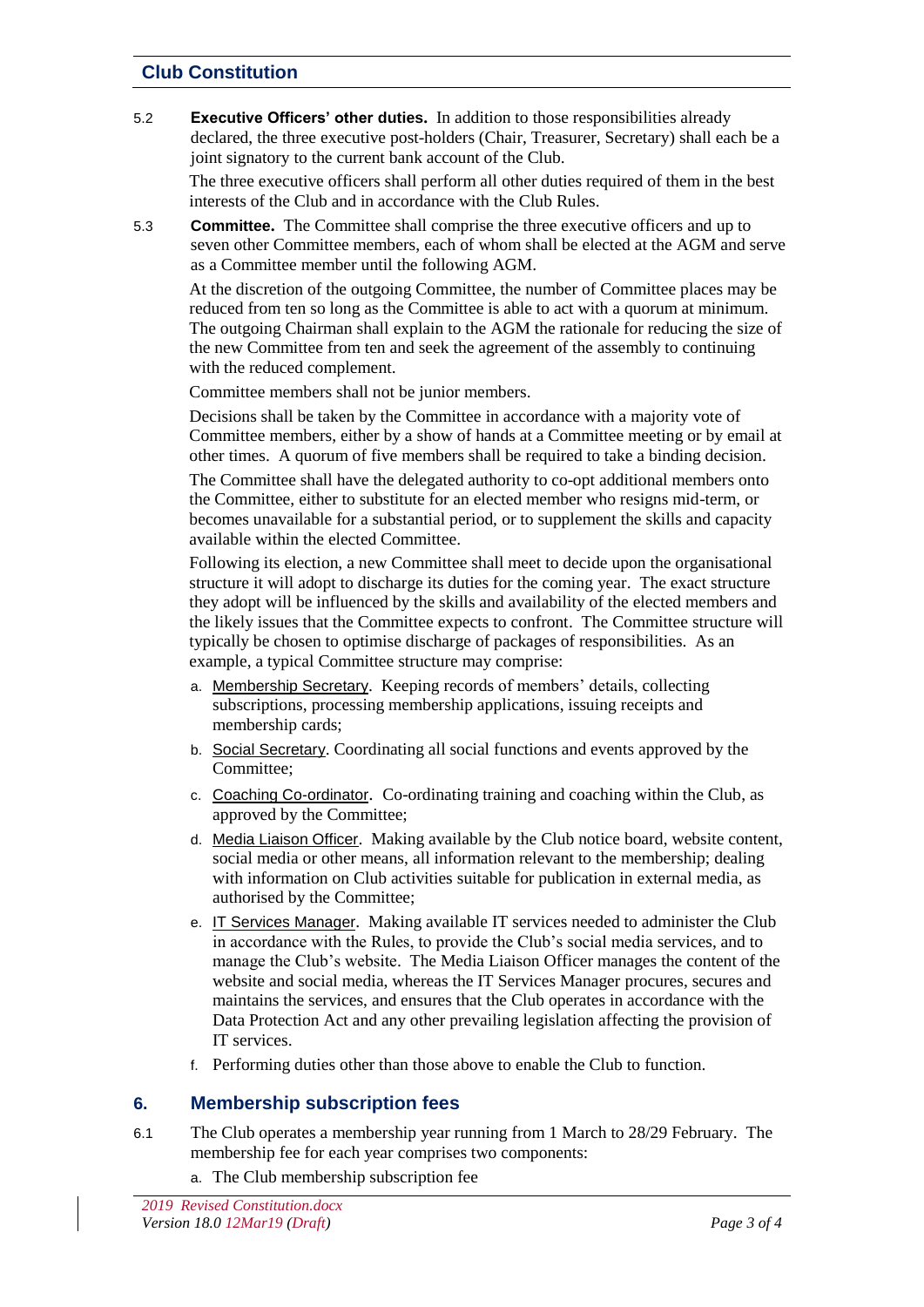5.2 **Executive Officers' other duties.** In addition to those responsibilities already declared, the three executive post-holders (Chair, Treasurer, Secretary) shall each be a joint signatory to the current bank account of the Club.

The three executive officers shall perform all other duties required of them in the best interests of the Club and in accordance with the Club Rules.

5.3 **Committee.** The Committee shall comprise the three executive officers and up to seven other Committee members, each of whom shall be elected at the AGM and serve as a Committee member until the following AGM.

At the discretion of the outgoing Committee, the number of Committee places may be reduced from ten so long as the Committee is able to act with a quorum at minimum. The outgoing Chairman shall explain to the AGM the rationale for reducing the size of the new Committee from ten and seek the agreement of the assembly to continuing with the reduced complement.

Committee members shall not be junior members.

Decisions shall be taken by the Committee in accordance with a majority vote of Committee members, either by a show of hands at a Committee meeting or by email at other times. A quorum of five members shall be required to take a binding decision.

The Committee shall have the delegated authority to co-opt additional members onto the Committee, either to substitute for an elected member who resigns mid-term, or becomes unavailable for a substantial period, or to supplement the skills and capacity available within the elected Committee.

Following its election, a new Committee shall meet to decide upon the organisational structure it will adopt to discharge its duties for the coming year. The exact structure they adopt will be influenced by the skills and availability of the elected members and the likely issues that the Committee expects to confront. The Committee structure will typically be chosen to optimise discharge of packages of responsibilities. As an example, a typical Committee structure may comprise:

a. Membership Secretary. Keeping records of members' details, collecting subscriptions, processing membership applications, issuing receipts and membership cards;

b. Social Secretary. Coordinating all social functions and events approved by the Committee;

c. Coaching Co-ordinator. Co-ordinating training and coaching within the Club, as approved by the Committee;

d. Media Liaison Officer. Making available by the Club notice board, website content, social media or other means, all information relevant to the membership; dealing with information on Club activities suitable for publication in external media, as authorised by the Committee;

e. IT Services Manager. Making available IT services needed to administer the Club in accordance with the Rules, to provide the Club's social media services, and to manage the Club's website. The Media Liaison Officer manages the content of the website and social media, whereas the IT Services Manager procures, secures and maintains the services, and ensures that the Club operates in accordance with the Data Protection Act and any other prevailing legislation affecting the provision of IT services.

f. Performing duties other than those above to enable the Club to function.

## 6. Membership subscription fees

6.1 The Club operates a membership year running from 1 March to 28/29 February. The membership fee for each year comprises two components:

a. The Club membership subscription fee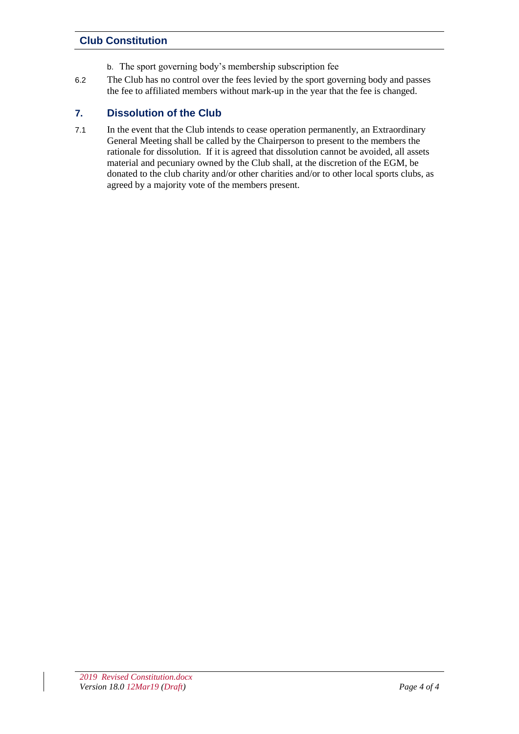b. The sport governing body's membership subscription fee

6.2 The Club has no control over the fees levied by the sport governing body and passes the fee to affiliated members without mark-up in the year that the fee is changed.

## 7. Dissolution of the Club

7.1 In the event that the Club intends to cease operation permanently, an Extraordinary General Meeting shall be called by the Chairperson to present to the members the rationale for dissolution. If it is agreed that dissolution cannot be avoided, all assets material and pecuniary owned by the Club shall, at the discretion of the EGM, be donated to the club charity and/or other charities and/or to other local sports clubs, as agreed by a majority vote of the members present.